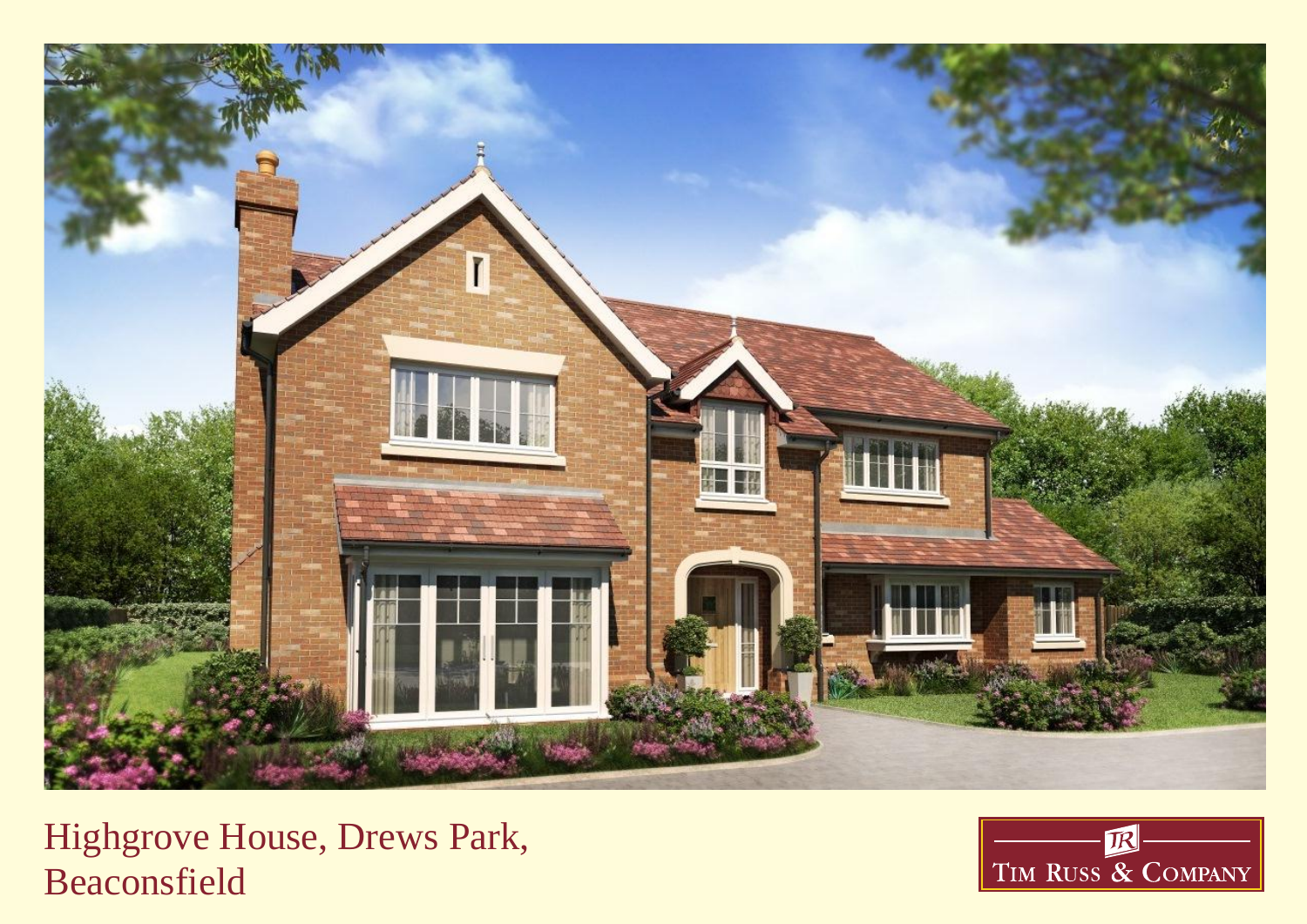# Highgrove House, Drews Park, Beaconsfield

TIM RUSS & COMPANY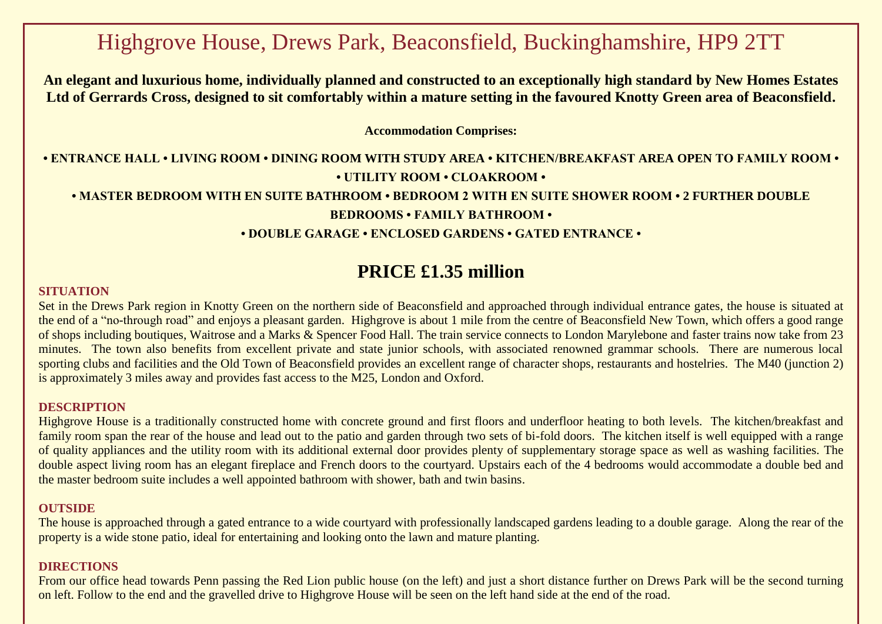# Highgrove House, Drews Park, Beaconsfield, Buckinghamshire, HP9 2TT

**An elegant and luxurious home, individually planned and constructed to an exceptionally high standard by New Homes Estates Ltd of Gerrards Cross, designed to sit comfortably within a mature setting in the favoured Knotty Green area of Beaconsfield.**

**Accommodation Comprises:**

**• ENTRANCE HALL • LIVING ROOM • DINING ROOM WITH STUDY AREA • KITCHEN/BREAKFAST AREA OPEN TO FAMILY ROOM •**
**• UTILITY ROOM • CLOAKROOM •**
**• MASTER BEDROOM WITH EN SUITE BATHROOM • BEDROOM 2 WITH EN SUITE SHOWER ROOM • 2 FURTHER DOUBLE BEDROOMS • FAMILY BATHROOM •**
**• DOUBLE GARAGE • ENCLOSED GARDENS • GATED ENTRANCE •**

## PRICE £1.35 million

### SITUATION

Set in the Drews Park region in Knotty Green on the northern side of Beaconsfield and approached through individual entrance gates, the house is situated at the end of a "no-through road" and enjoys a pleasant garden. Highgrove is about 1 mile from the centre of Beaconsfield New Town, which offers a good range of shops including boutiques, Waitrose and a Marks & Spencer Food Hall. The train service connects to London Marylebone and faster trains now take from 23 minutes. The town also benefits from excellent private and state junior schools, with associated renowned grammar schools. There are numerous local sporting clubs and facilities and the Old Town of Beaconsfield provides an excellent range of character shops, restaurants and hostelries. The M40 (junction 2) is approximately 3 miles away and provides fast access to the M25, London and Oxford.

### DESCRIPTION

Highgrove House is a traditionally constructed home with concrete ground and first floors and underfloor heating to both levels. The kitchen/breakfast and family room span the rear of the house and lead out to the patio and garden through two sets of bi-fold doors. The kitchen itself is well equipped with a range of quality appliances and the utility room with its additional external door provides plenty of supplementary storage space as well as washing facilities. The double aspect living room has an elegant fireplace and French doors to the courtyard. Upstairs each of the 4 bedrooms would accommodate a double bed and the master bedroom suite includes a well appointed bathroom with shower, bath and twin basins.

### OUTSIDE

The house is approached through a gated entrance to a wide courtyard with professionally landscaped gardens leading to a double garage. Along the rear of the property is a wide stone patio, ideal for entertaining and looking onto the lawn and mature planting.

### DIRECTIONS

From our office head towards Penn passing the Red Lion public house (on the left) and just a short distance further on Drews Park will be the second turning on left. Follow to the end and the gravelled drive to Highgrove House will be seen on the left hand side at the end of the road.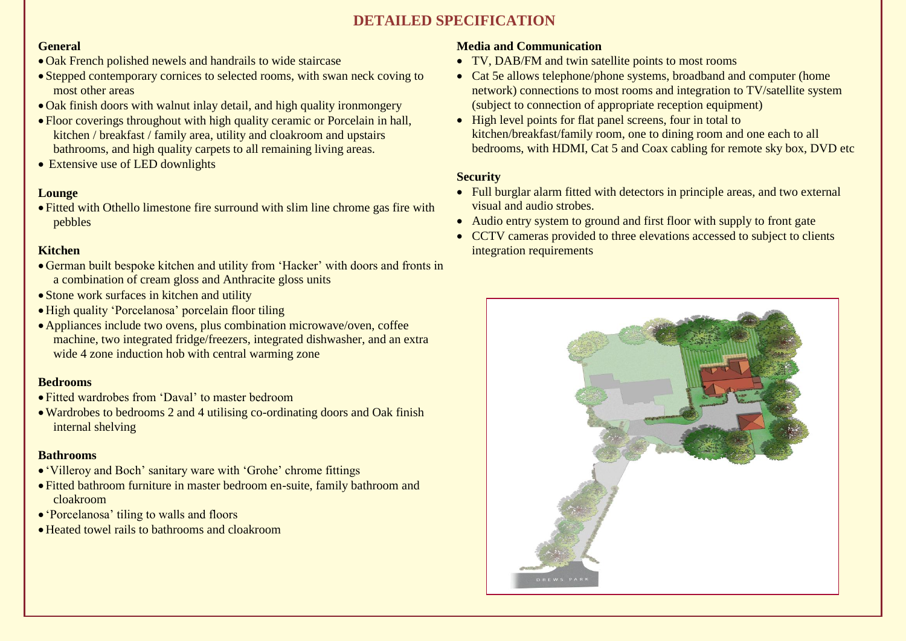# DETAILED SPECIFICATION

### General

- Oak French polished newels and handrails to wide staircase
- Stepped contemporary cornices to selected rooms, with swan neck coving to most other areas
- Oak finish doors with walnut inlay detail, and high quality ironmongery
- Floor coverings throughout with high quality ceramic or Porcelain in hall, kitchen / breakfast / family area, utility and cloakroom and upstairs bathrooms, and high quality carpets to all remaining living areas.
- Extensive use of LED downlights

### Lounge

- Fitted with Othello limestone fire surround with slim line chrome gas fire with pebbles

### Kitchen

- German built bespoke kitchen and utility from 'Hacker' with doors and fronts in a combination of cream gloss and Anthracite gloss units
- Stone work surfaces in kitchen and utility
- High quality 'Porcelanosa' porcelain floor tiling
- Appliances include two ovens, plus combination microwave/oven, coffee machine, two integrated fridge/freezers, integrated dishwasher, and an extra wide 4 zone induction hob with central warming zone

### Bedrooms

- Fitted wardrobes from 'Daval' to master bedroom
- Wardrobes to bedrooms 2 and 4 utilising co-ordinating doors and Oak finish internal shelving

### Bathrooms

- 'Villeroy and Boch' sanitary ware with 'Grohe' chrome fittings
- Fitted bathroom furniture in master bedroom en-suite, family bathroom and cloakroom
- 'Porcelanosa' tiling to walls and floors
- Heated towel rails to bathrooms and cloakroom

### Media and Communication

- TV, DAB/FM and twin satellite points to most rooms
- Cat 5e allows telephone/phone systems, broadband and computer (home network) connections to most rooms and integration to TV/satellite system (subject to connection of appropriate reception equipment)
- High level points for flat panel screens, four in total to kitchen/breakfast/family room, one to dining room and one each to all bedrooms, with HDMI, Cat 5 and Coax cabling for remote sky box, DVD etc

### Security

- Full burglar alarm fitted with detectors in principle areas, and two external visual and audio strobes.
- Audio entry system to ground and first floor with supply to front gate
- CCTV cameras provided to three elevations accessed to subject to clients integration requirements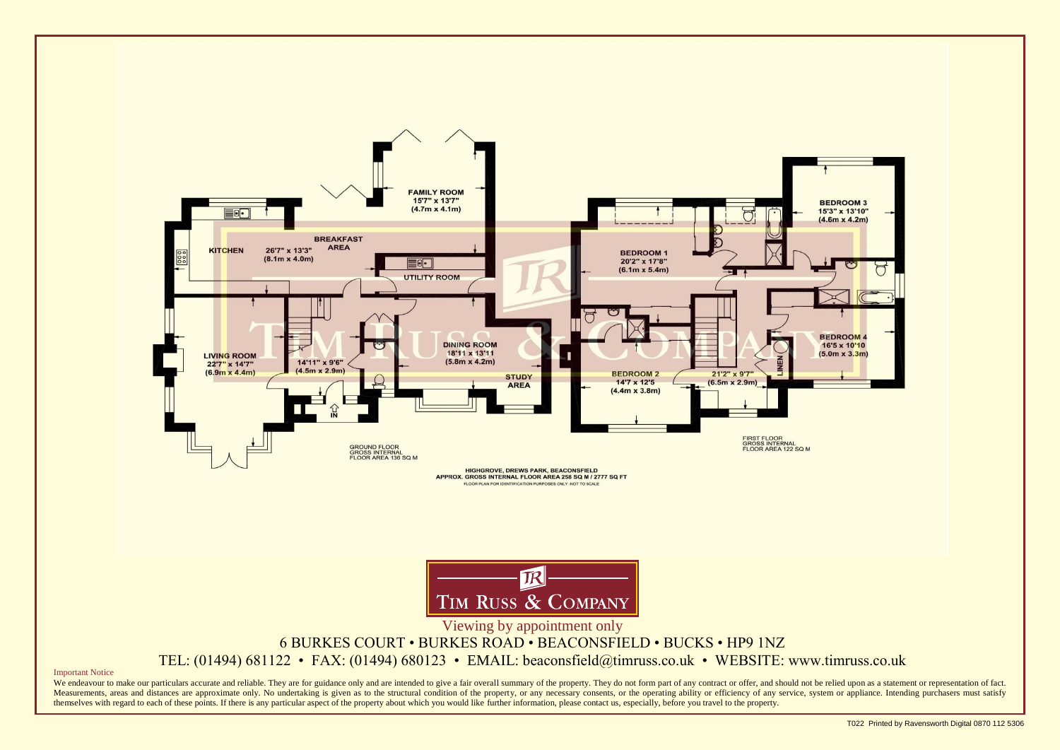FAMILY ROOM
15'7" x 13'7"
(4.7m x 4.1m)

BREAKFAST AREA

KITCHEN
26'7" x 13'3"
(8.1m x 4.0m)

UTILITY ROOM

LIVING ROOM
22'7" x 14'7"
(6.9m x 4.4m)

14'11" x 9'6"
(4.5m x 2.9m)

DINING ROOM
18'11 x 13'11
(5.8m x 4.2m)

STUDY AREA

IN

GROUND FLOOR
GROSS INTERNAL
FLOOR AREA 136 SQ M

BEDROOM 1
20'2" x 17'8"
(6.1m x 5.4m)

BEDROOM 3
15'3" x 13'10"
(4.6m x 4.2m)

BEDROOM 4
16'5 x 10'10
(5.0m x 3.3m)

BEDROOM 2
14'7 x 12'5
(4.4m x 3.8m)

21'2" x 9'7"
(6.5m x 2.9m)

LINEN

FIRST FLOOR
GROSS INTERNAL
FLOOR AREA 122 SQ M

HIGHGROVE, DREWS PARK, BEACONSFIELD
APPROX. GROSS INTERNAL FLOOR AREA 258 SQ M / 2777 SQ FT
FLOOR PLAN FOR IDENTIFICATION PURPOSES ONLY -NOT TO SCALE

TIM RUSS & COMPANY

Viewing by appointment only

6 BURKES COURT • BURKES ROAD • BEACONSFIELD • BUCKS • HP9 1NZ

TEL: (01494) 681122 • FAX: (01494) 680123 • EMAIL: beaconsfield@timruss.co.uk • WEBSITE: www.timruss.co.uk

Important Notice

We endeavour to make our particulars accurate and reliable. They are for guidance only and are intended to give a fair overall summary of the property. They do not form part of any contract or offer, and should not be relied upon as a statement or representation of fact. Measurements, areas and distances are approximate only. No undertaking is given as to the structural condition of the property, or any necessary consents, or the operating ability or efficiency of any service, system or appliance. Intending purchasers must satisfy themselves with regard to each of these points. If there is any particular aspect of the property about which you would like further information, please contact us, especially, before you travel to the property.

T022 Printed by Ravensworth Digital 0870 112 5306